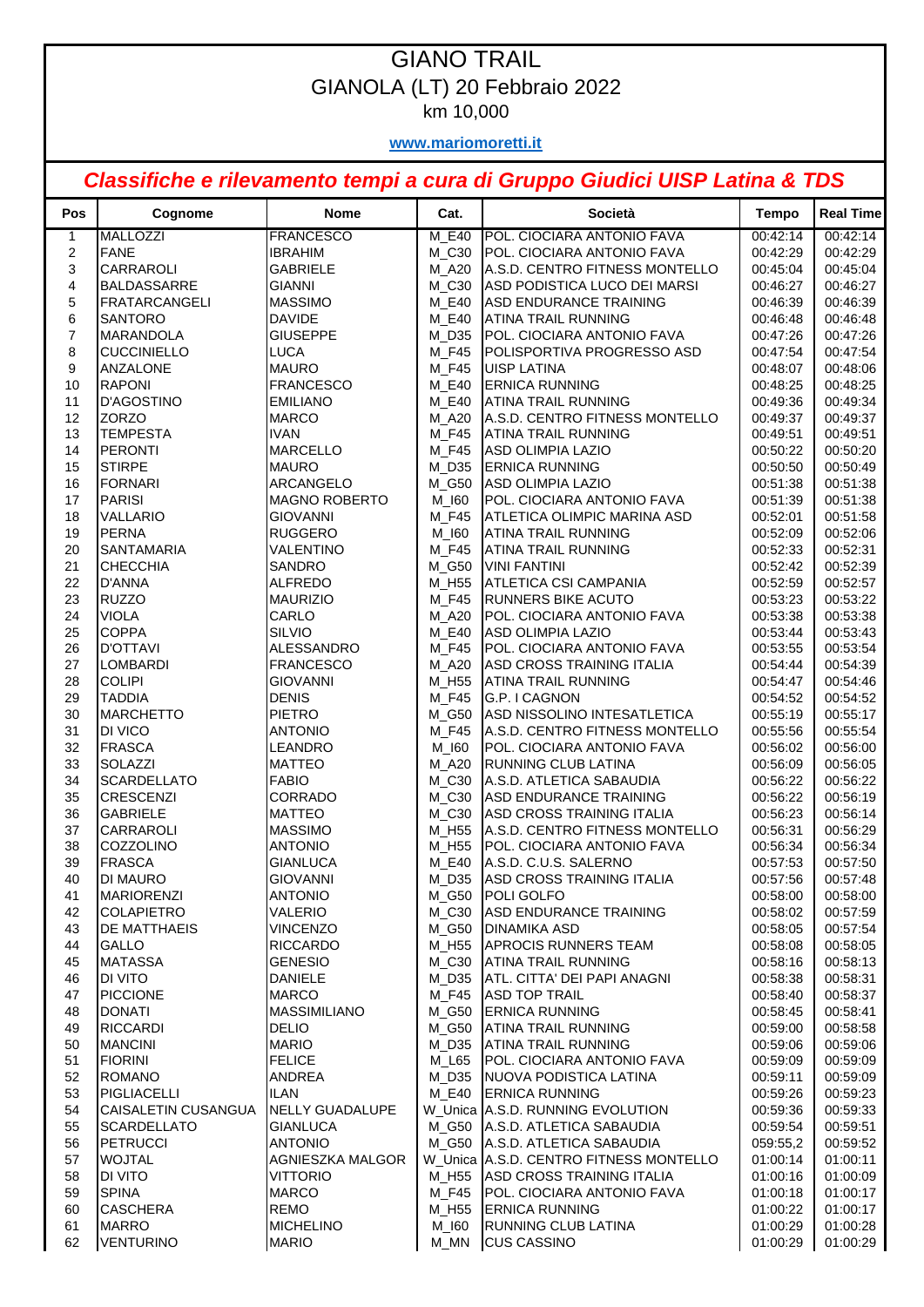# GIANO TRAIL

## GIANOLA (LT) 20 Febbraio 2022

km 10,000

**www.mariomoretti.it**

***Classifiche e rilevamento tempi a cura di Gruppo Giudici UISP Latina & TDS***

| Pos | Cognome | Nome | Cat. | Società | Tempo | Real Time |
|---|---|---|---|---|---|---|
| 1 | MALLOZZI | FRANCESCO | M_E40 | POL. CIOCIARA ANTONIO FAVA | 00:42:14 | 00:42:14 |
| 2 | FANE | IBRAHIM | M_C30 | POL. CIOCIARA ANTONIO FAVA | 00:42:29 | 00:42:29 |
| 3 | CARRAROLI | GABRIELE | M_A20 | A.S.D. CENTRO FITNESS MONTELLO | 00:45:04 | 00:45:04 |
| 4 | BALDASSARRE | GIANNI | M_C30 | ASD PODISTICA LUCO DEI MARSI | 00:46:27 | 00:46:27 |
| 5 | FRATARCANGELI | MASSIMO | M_E40 | ASD ENDURANCE TRAINING | 00:46:39 | 00:46:39 |
| 6 | SANTORO | DAVIDE | M_E40 | ATINA TRAIL RUNNING | 00:46:48 | 00:46:48 |
| 7 | MARANDOLA | GIUSEPPE | M_D35 | POL. CIOCIARA ANTONIO FAVA | 00:47:26 | 00:47:26 |
| 8 | CUCCINIELLO | LUCA | M_F45 | POLISPORTIVA PROGRESSO ASD | 00:47:54 | 00:47:54 |
| 9 | ANZALONE | MAURO | M_F45 | UISP LATINA | 00:48:07 | 00:48:06 |
| 10 | RAPONI | FRANCESCO | M_E40 | ERNICA RUNNING | 00:48:25 | 00:48:25 |
| 11 | D'AGOSTINO | EMILIANO | M_E40 | ATINA TRAIL RUNNING | 00:49:36 | 00:49:34 |
| 12 | ZORZO | MARCO | M_A20 | A.S.D. CENTRO FITNESS MONTELLO | 00:49:37 | 00:49:37 |
| 13 | TEMPESTA | IVAN | M_F45 | ATINA TRAIL RUNNING | 00:49:51 | 00:49:51 |
| 14 | PERONTI | MARCELLO | M_F45 | ASD OLIMPIA LAZIO | 00:50:22 | 00:50:20 |
| 15 | STIRPE | MAURO | M_D35 | ERNICA RUNNING | 00:50:50 | 00:50:49 |
| 16 | FORNARI | ARCANGELO | M_G50 | ASD OLIMPIA LAZIO | 00:51:38 | 00:51:38 |
| 17 | PARISI | MAGNO ROBERTO | M_I60 | POL. CIOCIARA ANTONIO FAVA | 00:51:39 | 00:51:38 |
| 18 | VALLARIO | GIOVANNI | M_F45 | ATLETICA OLIMPIC MARINA ASD | 00:52:01 | 00:51:58 |
| 19 | PERNA | RUGGERO | M_I60 | ATINA TRAIL RUNNING | 00:52:09 | 00:52:06 |
| 20 | SANTAMARIA | VALENTINO | M_F45 | ATINA TRAIL RUNNING | 00:52:33 | 00:52:31 |
| 21 | CHECCHIA | SANDRO | M_G50 | VINI FANTINI | 00:52:42 | 00:52:39 |
| 22 | D'ANNA | ALFREDO | M_H55 | ATLETICA CSI CAMPANIA | 00:52:59 | 00:52:57 |
| 23 | RUZZO | MAURIZIO | M_F45 | RUNNERS BIKE ACUTO | 00:53:23 | 00:53:22 |
| 24 | VIOLA | CARLO | M_A20 | POL. CIOCIARA ANTONIO FAVA | 00:53:38 | 00:53:38 |
| 25 | COPPA | SILVIO | M_E40 | ASD OLIMPIA LAZIO | 00:53:44 | 00:53:43 |
| 26 | D'OTTAVI | ALESSANDRO | M_F45 | POL. CIOCIARA ANTONIO FAVA | 00:53:55 | 00:53:54 |
| 27 | LOMBARDI | FRANCESCO | M_A20 | ASD CROSS TRAINING ITALIA | 00:54:44 | 00:54:39 |
| 28 | COLIPI | GIOVANNI | M_H55 | ATINA TRAIL RUNNING | 00:54:47 | 00:54:46 |
| 29 | TADDIA | DENIS | M_F45 | G.P. I CAGNON | 00:54:52 | 00:54:52 |
| 30 | MARCHETTO | PIETRO | M_G50 | ASD NISSOLINO INTESATLETICA | 00:55:19 | 00:55:17 |
| 31 | DI VICO | ANTONIO | M_F45 | A.S.D. CENTRO FITNESS MONTELLO | 00:55:56 | 00:55:54 |
| 32 | FRASCA | LEANDRO | M_I60 | POL. CIOCIARA ANTONIO FAVA | 00:56:02 | 00:56:00 |
| 33 | SOLAZZI | MATTEO | M_A20 | RUNNING CLUB LATINA | 00:56:09 | 00:56:05 |
| 34 | SCARDELLATO | FABIO | M_C30 | A.S.D. ATLETICA SABAUDIA | 00:56:22 | 00:56:22 |
| 35 | CRESCENZI | CORRADO | M_C30 | ASD ENDURANCE TRAINING | 00:56:22 | 00:56:19 |
| 36 | GABRIELE | MATTEO | M_C30 | ASD CROSS TRAINING ITALIA | 00:56:23 | 00:56:14 |
| 37 | CARRAROLI | MASSIMO | M_H55 | A.S.D. CENTRO FITNESS MONTELLO | 00:56:31 | 00:56:29 |
| 38 | COZZOLINO | ANTONIO | M_H55 | POL. CIOCIARA ANTONIO FAVA | 00:56:34 | 00:56:34 |
| 39 | FRASCA | GIANLUCA | M_E40 | A.S.D. C.U.S. SALERNO | 00:57:53 | 00:57:50 |
| 40 | DI MAURO | GIOVANNI | M_D35 | ASD CROSS TRAINING ITALIA | 00:57:56 | 00:57:48 |
| 41 | MARIORENZI | ANTONIO | M_G50 | POLI GOLFO | 00:58:00 | 00:58:00 |
| 42 | COLAPIETRO | VALERIO | M_C30 | ASD ENDURANCE TRAINING | 00:58:02 | 00:57:59 |
| 43 | DE MATTHAEIS | VINCENZO | M_G50 | DINAMIKA ASD | 00:58:05 | 00:57:54 |
| 44 | GALLO | RICCARDO | M_H55 | APROCIS RUNNERS TEAM | 00:58:08 | 00:58:05 |
| 45 | MATASSA | GENESIO | M_C30 | ATINA TRAIL RUNNING | 00:58:16 | 00:58:13 |
| 46 | DI VITO | DANIELE | M_D35 | ATL. CITTA' DEI PAPI ANAGNI | 00:58:38 | 00:58:31 |
| 47 | PICCIONE | MARCO | M_F45 | ASD TOP TRAIL | 00:58:40 | 00:58:37 |
| 48 | DONATI | MASSIMILIANO | M_G50 | ERNICA RUNNING | 00:58:45 | 00:58:41 |
| 49 | RICCARDI | DELIO | M_G50 | ATINA TRAIL RUNNING | 00:59:00 | 00:58:58 |
| 50 | MANCINI | MARIO | M_D35 | ATINA TRAIL RUNNING | 00:59:06 | 00:59:06 |
| 51 | FIORINI | FELICE | M_L65 | POL. CIOCIARA ANTONIO FAVA | 00:59:09 | 00:59:09 |
| 52 | ROMANO | ANDREA | M_D35 | NUOVA PODISTICA LATINA | 00:59:11 | 00:59:09 |
| 53 | PIGLIACELLI | ILAN | M_E40 | ERNICA RUNNING | 00:59:26 | 00:59:23 |
| 54 | CAISALETIN CUSANGUA | NELLY GUADALUPE | W_Unica | A.S.D. RUNNING EVOLUTION | 00:59:36 | 00:59:33 |
| 55 | SCARDELLATO | GIANLUCA | M_G50 | A.S.D. ATLETICA SABAUDIA | 00:59:54 | 00:59:51 |
| 56 | PETRUCCI | ANTONIO | M_G50 | A.S.D. ATLETICA SABAUDIA | 059:55,2 | 00:59:52 |
| 57 | WOJTAL | AGNIESZKA MALGOR | W_Unica | A.S.D. CENTRO FITNESS MONTELLO | 01:00:14 | 01:00:11 |
| 58 | DI VITO | VITTORIO | M_H55 | ASD CROSS TRAINING ITALIA | 01:00:16 | 01:00:09 |
| 59 | SPINA | MARCO | M_F45 | POL. CIOCIARA ANTONIO FAVA | 01:00:18 | 01:00:17 |
| 60 | CASCHERA | REMO | M_H55 | ERNICA RUNNING | 01:00:22 | 01:00:17 |
| 61 | MARRO | MICHELINO | M_I60 | RUNNING CLUB LATINA | 01:00:29 | 01:00:28 |
| 62 | VENTURINO | MARIO | M_MN | CUS CASSINO | 01:00:29 | 01:00:29 |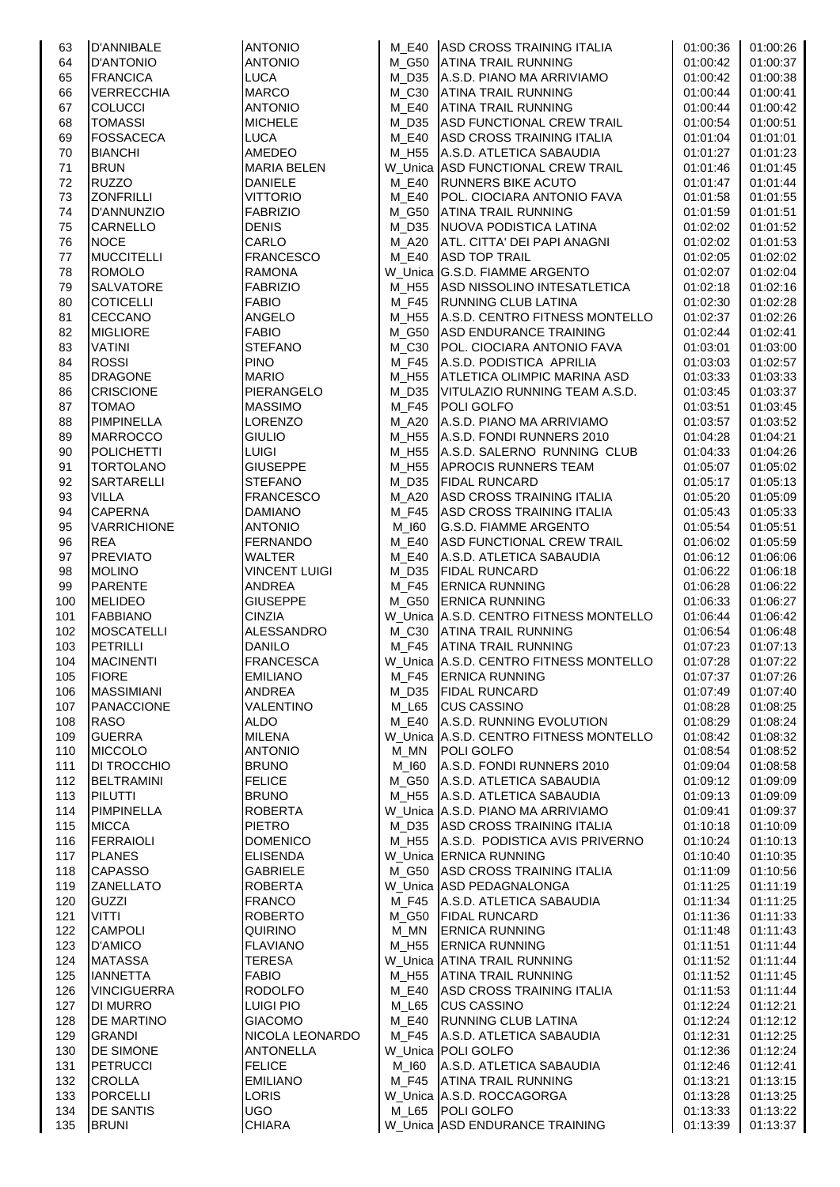| | | | | | | |
|---|---|---|---|---|---|---|
| 63 | D'ANNIBALE | ANTONIO | M_E40 | ASD CROSS TRAINING ITALIA | 01:00:36 | 01:00:26 |
| 64 | D'ANTONIO | ANTONIO | M_G50 | ATINA TRAIL RUNNING | 01:00:42 | 01:00:37 |
| 65 | FRANCICA | LUCA | M_D35 | A.S.D. PIANO MA ARRIVIAMO | 01:00:42 | 01:00:38 |
| 66 | VERRECCHIA | MARCO | M_C30 | ATINA TRAIL RUNNING | 01:00:44 | 01:00:41 |
| 67 | COLUCCI | ANTONIO | M_E40 | ATINA TRAIL RUNNING | 01:00:44 | 01:00:42 |
| 68 | TOMASSI | MICHELE | M_D35 | ASD FUNCTIONAL CREW TRAIL | 01:00:54 | 01:00:51 |
| 69 | FOSSACECA | LUCA | M_E40 | ASD CROSS TRAINING ITALIA | 01:01:04 | 01:01:01 |
| 70 | BIANCHI | AMEDEO | M_H55 | A.S.D. ATLETICA SABAUDIA | 01:01:27 | 01:01:23 |
| 71 | BRUN | MARIA BELEN | W_Unica | ASD FUNCTIONAL CREW TRAIL | 01:01:46 | 01:01:45 |
| 72 | RUZZO | DANIELE | M_E40 | RUNNERS BIKE ACUTO | 01:01:47 | 01:01:44 |
| 73 | ZONFRILLI | VITTORIO | M_E40 | POL. CIOCIARA ANTONIO FAVA | 01:01:58 | 01:01:55 |
| 74 | D'ANNUNZIO | FABRIZIO | M_G50 | ATINA TRAIL RUNNING | 01:01:59 | 01:01:51 |
| 75 | CARNELLO | DENIS | M_D35 | NUOVA PODISTICA LATINA | 01:02:02 | 01:01:52 |
| 76 | NOCE | CARLO | M_A20 | ATL. CITTA' DEI PAPI ANAGNI | 01:02:02 | 01:01:53 |
| 77 | MUCCITELLI | FRANCESCO | M_E40 | ASD TOP TRAIL | 01:02:05 | 01:02:02 |
| 78 | ROMOLO | RAMONA | W_Unica | G.S.D. FIAMME ARGENTO | 01:02:07 | 01:02:04 |
| 79 | SALVATORE | FABRIZIO | M_H55 | ASD NISSOLINO INTESATLETICA | 01:02:18 | 01:02:16 |
| 80 | COTICELLI | FABIO | M_F45 | RUNNING CLUB LATINA | 01:02:30 | 01:02:28 |
| 81 | CECCANO | ANGELO | M_H55 | A.S.D. CENTRO FITNESS MONTELLO | 01:02:37 | 01:02:26 |
| 82 | MIGLIORE | FABIO | M_G50 | ASD ENDURANCE TRAINING | 01:02:44 | 01:02:41 |
| 83 | VATINI | STEFANO | M_C30 | POL. CIOCIARA ANTONIO FAVA | 01:03:01 | 01:03:00 |
| 84 | ROSSI | PINO | M_F45 | A.S.D. PODISTICA APRILIA | 01:03:03 | 01:02:57 |
| 85 | DRAGONE | MARIO | M_H55 | ATLETICA OLIMPIC MARINA ASD | 01:03:33 | 01:03:33 |
| 86 | CRISCIONE | PIERANGELO | M_D35 | VITULAZIO RUNNING TEAM A.S.D. | 01:03:45 | 01:03:37 |
| 87 | TOMAO | MASSIMO | M_F45 | POLI GOLFO | 01:03:51 | 01:03:45 |
| 88 | PIMPINELLA | LORENZO | M_A20 | A.S.D. PIANO MA ARRIVIAMO | 01:03:57 | 01:03:52 |
| 89 | MARROCCO | GIULIO | M_H55 | A.S.D. FONDI RUNNERS 2010 | 01:04:28 | 01:04:21 |
| 90 | POLICHETTI | LUIGI | M_H55 | A.S.D. SALERNO RUNNING CLUB | 01:04:33 | 01:04:26 |
| 91 | TORTOLANO | GIUSEPPE | M_H55 | APROCIS RUNNERS TEAM | 01:05:07 | 01:05:02 |
| 92 | SARTARELLI | STEFANO | M_D35 | FIDAL RUNCARD | 01:05:17 | 01:05:13 |
| 93 | VILLA | FRANCESCO | M_A20 | ASD CROSS TRAINING ITALIA | 01:05:20 | 01:05:09 |
| 94 | CAPERNA | DAMIANO | M_F45 | ASD CROSS TRAINING ITALIA | 01:05:43 | 01:05:33 |
| 95 | VARRICHIONE | ANTONIO | M_I60 | G.S.D. FIAMME ARGENTO | 01:05:54 | 01:05:51 |
| 96 | REA | FERNANDO | M_E40 | ASD FUNCTIONAL CREW TRAIL | 01:06:02 | 01:05:59 |
| 97 | PREVIATO | WALTER | M_E40 | A.S.D. ATLETICA SABAUDIA | 01:06:12 | 01:06:06 |
| 98 | MOLINO | VINCENT LUIGI | M_D35 | FIDAL RUNCARD | 01:06:22 | 01:06:18 |
| 99 | PARENTE | ANDREA | M_F45 | ERNICA RUNNING | 01:06:28 | 01:06:22 |
| 100 | MELIDEO | GIUSEPPE | M_G50 | ERNICA RUNNING | 01:06:33 | 01:06:27 |
| 101 | FABBIANO | CINZIA | W_Unica | A.S.D. CENTRO FITNESS MONTELLO | 01:06:44 | 01:06:42 |
| 102 | MOSCATELLI | ALESSANDRO | M_C30 | ATINA TRAIL RUNNING | 01:06:54 | 01:06:48 |
| 103 | PETRILLI | DANILO | M_F45 | ATINA TRAIL RUNNING | 01:07:23 | 01:07:13 |
| 104 | MACINENTI | FRANCESCA | W_Unica | A.S.D. CENTRO FITNESS MONTELLO | 01:07:28 | 01:07:22 |
| 105 | FIORE | EMILIANO | M_F45 | ERNICA RUNNING | 01:07:37 | 01:07:26 |
| 106 | MASSIMIANI | ANDREA | M_D35 | FIDAL RUNCARD | 01:07:49 | 01:07:40 |
| 107 | PANACCIONE | VALENTINO | M_L65 | CUS CASSINO | 01:08:28 | 01:08:25 |
| 108 | RASO | ALDO | M_E40 | A.S.D. RUNNING EVOLUTION | 01:08:29 | 01:08:24 |
| 109 | GUERRA | MILENA | W_Unica | A.S.D. CENTRO FITNESS MONTELLO | 01:08:42 | 01:08:32 |
| 110 | MICCOLO | ANTONIO | M_MN | POLI GOLFO | 01:08:54 | 01:08:52 |
| 111 | DI TROCCHIO | BRUNO | M_I60 | A.S.D. FONDI RUNNERS 2010 | 01:09:04 | 01:08:58 |
| 112 | BELTRAMINI | FELICE | M_G50 | A.S.D. ATLETICA SABAUDIA | 01:09:12 | 01:09:09 |
| 113 | PILUTTI | BRUNO | M_H55 | A.S.D. ATLETICA SABAUDIA | 01:09:13 | 01:09:09 |
| 114 | PIMPINELLA | ROBERTA | W_Unica | A.S.D. PIANO MA ARRIVIAMO | 01:09:41 | 01:09:37 |
| 115 | MICCA | PIETRO | M_D35 | ASD CROSS TRAINING ITALIA | 01:10:18 | 01:10:09 |
| 116 | FERRAIOLI | DOMENICO | M_H55 | A.S.D. PODISTICA AVIS PRIVERNO | 01:10:24 | 01:10:13 |
| 117 | PLANES | ELISENDA | W_Unica | ERNICA RUNNING | 01:10:40 | 01:10:35 |
| 118 | CAPASSO | GABRIELE | M_G50 | ASD CROSS TRAINING ITALIA | 01:11:09 | 01:10:56 |
| 119 | ZANELLATO | ROBERTA | W_Unica | ASD PEDAGNALONGA | 01:11:25 | 01:11:19 |
| 120 | GUZZI | FRANCO | M_F45 | A.S.D. ATLETICA SABAUDIA | 01:11:34 | 01:11:25 |
| 121 | VITTI | ROBERTO | M_G50 | FIDAL RUNCARD | 01:11:36 | 01:11:33 |
| 122 | CAMPOLI | QUIRINO | M_MN | ERNICA RUNNING | 01:11:48 | 01:11:43 |
| 123 | D'AMICO | FLAVIANO | M_H55 | ERNICA RUNNING | 01:11:51 | 01:11:44 |
| 124 | MATASSA | TERESA | W_Unica | ATINA TRAIL RUNNING | 01:11:52 | 01:11:44 |
| 125 | IANNETTA | FABIO | M_H55 | ATINA TRAIL RUNNING | 01:11:52 | 01:11:45 |
| 126 | VINCIGUERRA | RODOLFO | M_E40 | ASD CROSS TRAINING ITALIA | 01:11:53 | 01:11:44 |
| 127 | DI MURRO | LUIGI PIO | M_L65 | CUS CASSINO | 01:12:24 | 01:12:21 |
| 128 | DE MARTINO | GIACOMO | M_E40 | RUNNING CLUB LATINA | 01:12:24 | 01:12:12 |
| 129 | GRANDI | NICOLA LEONARDO | M_F45 | A.S.D. ATLETICA SABAUDIA | 01:12:31 | 01:12:25 |
| 130 | DE SIMONE | ANTONELLA | W_Unica | POLI GOLFO | 01:12:36 | 01:12:24 |
| 131 | PETRUCCI | FELICE | M_I60 | A.S.D. ATLETICA SABAUDIA | 01:12:46 | 01:12:41 |
| 132 | CROLLA | EMILIANO | M_F45 | ATINA TRAIL RUNNING | 01:13:21 | 01:13:15 |
| 133 | PORCELLI | LORIS | W_Unica | A.S.D. ROCCAGORGA | 01:13:28 | 01:13:25 |
| 134 | DE SANTIS | UGO | M_L65 | POLI GOLFO | 01:13:33 | 01:13:22 |
| 135 | BRUNI | CHIARA | W_Unica | ASD ENDURANCE TRAINING | 01:13:39 | 01:13:37 |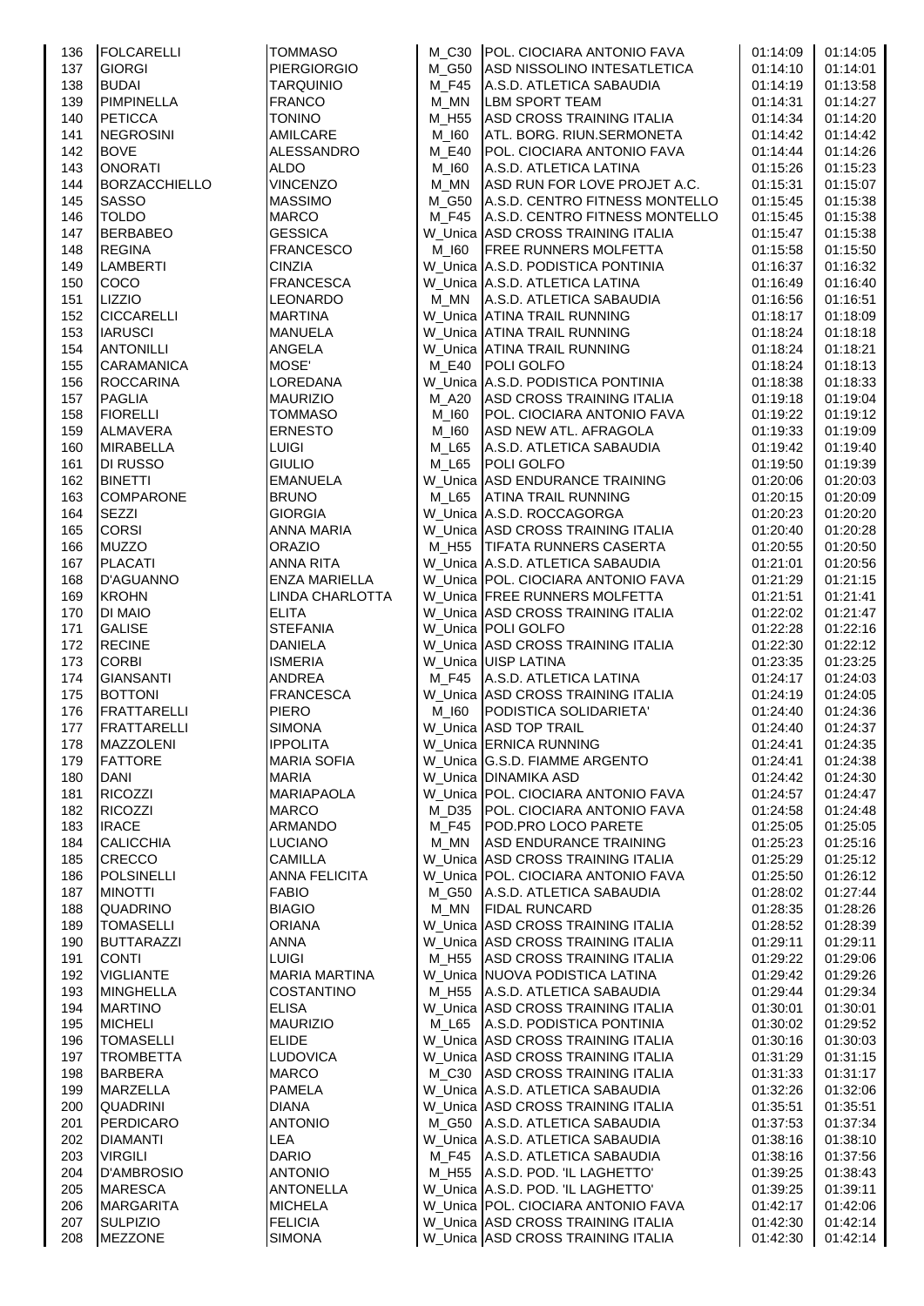| | | | | | | |
|---|---|---|---|---|---|---|
| 136 | FOLCARELLI | TOMMASO | M_C30 | POL. CIOCIARA ANTONIO FAVA | 01:14:09 | 01:14:05 |
| 137 | GIORGI | PIERGIORGIO | M_G50 | ASD NISSOLINO INTESATLETICA | 01:14:10 | 01:14:01 |
| 138 | BUDAI | TARQUINIO | M_F45 | A.S.D. ATLETICA SABAUDIA | 01:14:19 | 01:13:58 |
| 139 | PIMPINELLA | FRANCO | M_MN | LBM SPORT TEAM | 01:14:31 | 01:14:27 |
| 140 | PETICCA | TONINO | M_H55 | ASD CROSS TRAINING ITALIA | 01:14:34 | 01:14:20 |
| 141 | NEGROSINI | AMILCARE | M_I60 | ATL. BORG. RIUN.SERMONETA | 01:14:42 | 01:14:42 |
| 142 | BOVE | ALESSANDRO | M_E40 | POL. CIOCIARA ANTONIO FAVA | 01:14:44 | 01:14:26 |
| 143 | ONORATI | ALDO | M_I60 | A.S.D. ATLETICA LATINA | 01:15:26 | 01:15:23 |
| 144 | BORZACCHIELLO | VINCENZO | M_MN | ASD RUN FOR LOVE PROJET A.C. | 01:15:31 | 01:15:07 |
| 145 | SASSO | MASSIMO | M_G50 | A.S.D. CENTRO FITNESS MONTELLO | 01:15:45 | 01:15:38 |
| 146 | TOLDO | MARCO | M_F45 | A.S.D. CENTRO FITNESS MONTELLO | 01:15:45 | 01:15:38 |
| 147 | BERBABEO | GESSICA | W_Unica | ASD CROSS TRAINING ITALIA | 01:15:47 | 01:15:38 |
| 148 | REGINA | FRANCESCO | M_I60 | FREE RUNNERS MOLFETTA | 01:15:58 | 01:15:50 |
| 149 | LAMBERTI | CINZIA | W_Unica | A.S.D. PODISTICA PONTINIA | 01:16:37 | 01:16:32 |
| 150 | COCO | FRANCESCA | W_Unica | A.S.D. ATLETICA LATINA | 01:16:49 | 01:16:40 |
| 151 | LIZZIO | LEONARDO | M_MN | A.S.D. ATLETICA SABAUDIA | 01:16:56 | 01:16:51 |
| 152 | CICCARELLI | MARTINA | W_Unica | ATINA TRAIL RUNNING | 01:18:17 | 01:18:09 |
| 153 | IARUSCI | MANUELA | W_Unica | ATINA TRAIL RUNNING | 01:18:24 | 01:18:18 |
| 154 | ANTONILLI | ANGELA | W_Unica | ATINA TRAIL RUNNING | 01:18:24 | 01:18:21 |
| 155 | CARAMANICA | MOSE' | M_E40 | POLI GOLFO | 01:18:24 | 01:18:13 |
| 156 | ROCCARINA | LOREDANA | W_Unica | A.S.D. PODISTICA PONTINIA | 01:18:38 | 01:18:33 |
| 157 | PAGLIA | MAURIZIO | M_A20 | ASD CROSS TRAINING ITALIA | 01:19:18 | 01:19:04 |
| 158 | FIORELLI | TOMMASO | M_I60 | POL. CIOCIARA ANTONIO FAVA | 01:19:22 | 01:19:12 |
| 159 | ALMAVERA | ERNESTO | M_I60 | ASD NEW ATL. AFRAGOLA | 01:19:33 | 01:19:09 |
| 160 | MIRABELLA | LUIGI | M_L65 | A.S.D. ATLETICA SABAUDIA | 01:19:42 | 01:19:40 |
| 161 | DI RUSSO | GIULIO | M_L65 | POLI GOLFO | 01:19:50 | 01:19:39 |
| 162 | BINETTI | EMANUELA | W_Unica | ASD ENDURANCE TRAINING | 01:20:06 | 01:20:03 |
| 163 | COMPARONE | BRUNO | M_L65 | ATINA TRAIL RUNNING | 01:20:15 | 01:20:09 |
| 164 | SEZZI | GIORGIA | W_Unica | A.S.D. ROCCAGORGA | 01:20:23 | 01:20:20 |
| 165 | CORSI | ANNA MARIA | W_Unica | ASD CROSS TRAINING ITALIA | 01:20:40 | 01:20:28 |
| 166 | MUZZO | ORAZIO | M_H55 | TIFATA RUNNERS CASERTA | 01:20:55 | 01:20:50 |
| 167 | PLACATI | ANNA RITA | W_Unica | A.S.D. ATLETICA SABAUDIA | 01:21:01 | 01:20:56 |
| 168 | D'AGUANNO | ENZA MARIELLA | W_Unica | POL. CIOCIARA ANTONIO FAVA | 01:21:29 | 01:21:15 |
| 169 | KROHN | LINDA CHARLOTTA | W_Unica | FREE RUNNERS MOLFETTA | 01:21:51 | 01:21:41 |
| 170 | DI MAIO | ELITA | W_Unica | ASD CROSS TRAINING ITALIA | 01:22:02 | 01:21:47 |
| 171 | GALISE | STEFANIA | W_Unica | POLI GOLFO | 01:22:28 | 01:22:16 |
| 172 | RECINE | DANIELA | W_Unica | ASD CROSS TRAINING ITALIA | 01:22:30 | 01:22:12 |
| 173 | CORBI | ISMERIA | W_Unica | UISP LATINA | 01:23:35 | 01:23:25 |
| 174 | GIANSANTI | ANDREA | M_F45 | A.S.D. ATLETICA LATINA | 01:24:17 | 01:24:03 |
| 175 | BOTTONI | FRANCESCA | W_Unica | ASD CROSS TRAINING ITALIA | 01:24:19 | 01:24:05 |
| 176 | FRATTARELLI | PIERO | M_I60 | PODISTICA SOLIDARIETA' | 01:24:40 | 01:24:36 |
| 177 | FRATTARELLI | SIMONA | W_Unica | ASD TOP TRAIL | 01:24:40 | 01:24:37 |
| 178 | MAZZOLENI | IPPOLITA | W_Unica | ERNICA RUNNING | 01:24:41 | 01:24:35 |
| 179 | FATTORE | MARIA SOFIA | W_Unica | G.S.D. FIAMME ARGENTO | 01:24:41 | 01:24:38 |
| 180 | DANI | MARIA | W_Unica | DINAMIKA ASD | 01:24:42 | 01:24:30 |
| 181 | RICOZZI | MARIAPAOLA | W_Unica | POL. CIOCIARA ANTONIO FAVA | 01:24:57 | 01:24:47 |
| 182 | RICOZZI | MARCO | M_D35 | POL. CIOCIARA ANTONIO FAVA | 01:24:58 | 01:24:48 |
| 183 | IRACE | ARMANDO | M_F45 | POD.PRO LOCO PARETE | 01:25:05 | 01:25:05 |
| 184 | CALICCHIA | LUCIANO | M_MN | ASD ENDURANCE TRAINING | 01:25:23 | 01:25:16 |
| 185 | CRECCO | CAMILLA | W_Unica | ASD CROSS TRAINING ITALIA | 01:25:29 | 01:25:12 |
| 186 | POLSINELLI | ANNA FELICITA | W_Unica | POL. CIOCIARA ANTONIO FAVA | 01:25:50 | 01:26:12 |
| 187 | MINOTTI | FABIO | M_G50 | A.S.D. ATLETICA SABAUDIA | 01:28:02 | 01:27:44 |
| 188 | QUADRINO | BIAGIO | M_MN | FIDAL RUNCARD | 01:28:35 | 01:28:26 |
| 189 | TOMASELLI | ORIANA | W_Unica | ASD CROSS TRAINING ITALIA | 01:28:52 | 01:28:39 |
| 190 | BUTTARAZZI | ANNA | W_Unica | ASD CROSS TRAINING ITALIA | 01:29:11 | 01:29:11 |
| 191 | CONTI | LUIGI | M_H55 | ASD CROSS TRAINING ITALIA | 01:29:22 | 01:29:06 |
| 192 | VIGLIANTE | MARIA MARTINA | W_Unica | NUOVA PODISTICA LATINA | 01:29:42 | 01:29:26 |
| 193 | MINGHELLA | COSTANTINO | M_H55 | A.S.D. ATLETICA SABAUDIA | 01:29:44 | 01:29:34 |
| 194 | MARTINO | ELISA | W_Unica | ASD CROSS TRAINING ITALIA | 01:30:01 | 01:30:01 |
| 195 | MICHELI | MAURIZIO | M_L65 | A.S.D. PODISTICA PONTINIA | 01:30:02 | 01:29:52 |
| 196 | TOMASELLI | ELIDE | W_Unica | ASD CROSS TRAINING ITALIA | 01:30:16 | 01:30:03 |
| 197 | TROMBETTA | LUDOVICA | W_Unica | ASD CROSS TRAINING ITALIA | 01:31:29 | 01:31:15 |
| 198 | BARBERA | MARCO | M_C30 | ASD CROSS TRAINING ITALIA | 01:31:33 | 01:31:17 |
| 199 | MARZELLA | PAMELA | W_Unica | A.S.D. ATLETICA SABAUDIA | 01:32:26 | 01:32:06 |
| 200 | QUADRINI | DIANA | W_Unica | ASD CROSS TRAINING ITALIA | 01:35:51 | 01:35:51 |
| 201 | PERDICARO | ANTONIO | M_G50 | A.S.D. ATLETICA SABAUDIA | 01:37:53 | 01:37:34 |
| 202 | DIAMANTI | LEA | W_Unica | A.S.D. ATLETICA SABAUDIA | 01:38:16 | 01:38:10 |
| 203 | VIRGILI | DARIO | M_F45 | A.S.D. ATLETICA SABAUDIA | 01:38:16 | 01:37:56 |
| 204 | D'AMBROSIO | ANTONIO | M_H55 | A.S.D. POD. 'IL LAGHETTO' | 01:39:25 | 01:38:43 |
| 205 | MARESCA | ANTONELLA | W_Unica | A.S.D. POD. 'IL LAGHETTO' | 01:39:25 | 01:39:11 |
| 206 | MARGARITA | MICHELA | W_Unica | POL. CIOCIARA ANTONIO FAVA | 01:42:17 | 01:42:06 |
| 207 | SULPIZIO | FELICIA | W_Unica | ASD CROSS TRAINING ITALIA | 01:42:30 | 01:42:14 |
| 208 | MEZZONE | SIMONA | W_Unica | ASD CROSS TRAINING ITALIA | 01:42:30 | 01:42:14 |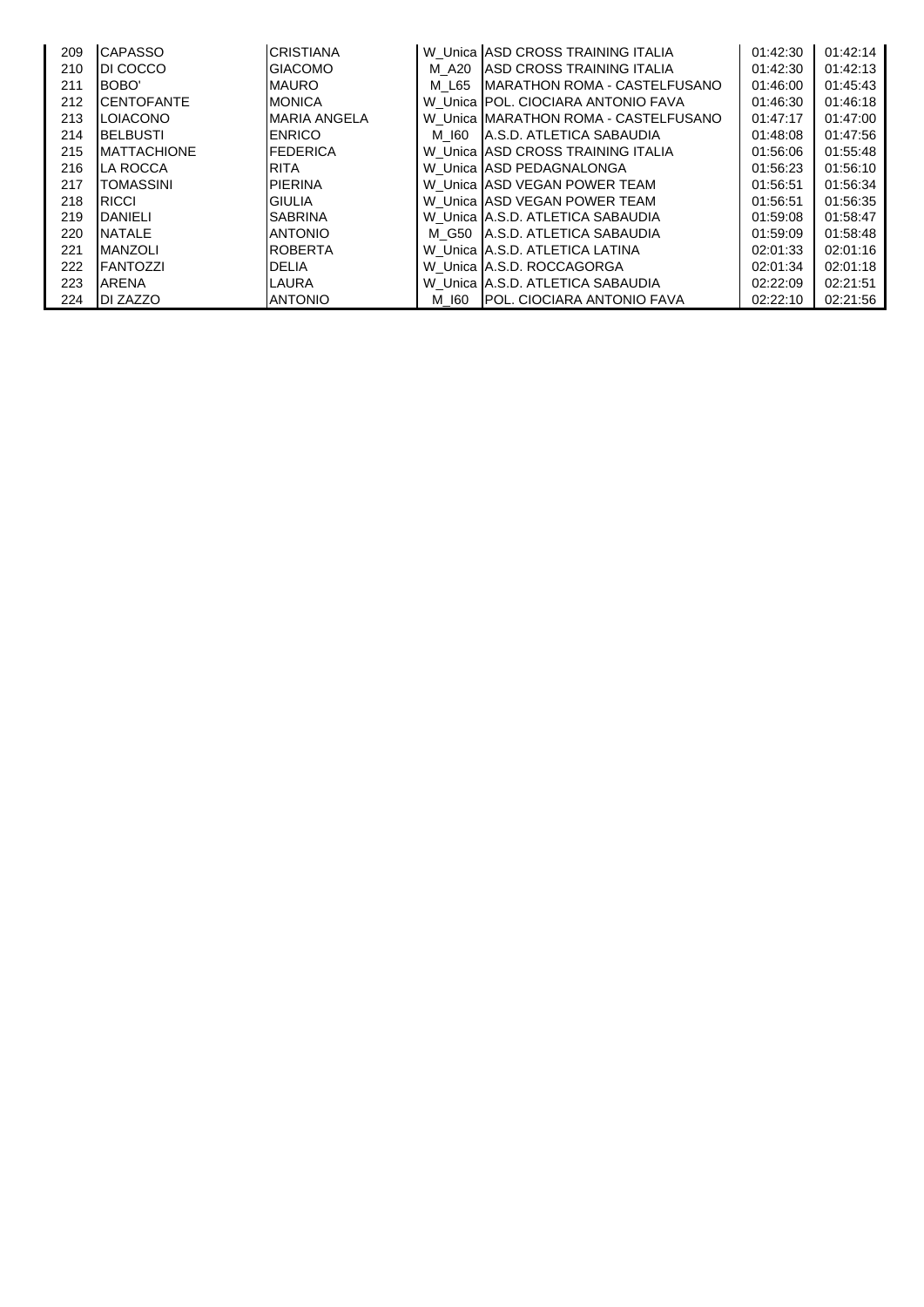| | | | | | | |
|---|---|---|---|---|---|---|
| 209 | CAPASSO | CRISTIANA | W_Unica | ASD CROSS TRAINING ITALIA | 01:42:30 | 01:42:14 |
| 210 | DI COCCO | GIACOMO | M_A20 | ASD CROSS TRAINING ITALIA | 01:42:30 | 01:42:13 |
| 211 | BOBO' | MAURO | M_L65 | MARATHON ROMA - CASTELFUSANO | 01:46:00 | 01:45:43 |
| 212 | CENTOFANTE | MONICA | W_Unica | POL. CIOCIARA ANTONIO FAVA | 01:46:30 | 01:46:18 |
| 213 | LOIACONO | MARIA ANGELA | W_Unica | MARATHON ROMA - CASTELFUSANO | 01:47:17 | 01:47:00 |
| 214 | BELBUSTI | ENRICO | M_I60 | A.S.D. ATLETICA SABAUDIA | 01:48:08 | 01:47:56 |
| 215 | MATTACHIONE | FEDERICA | W_Unica | ASD CROSS TRAINING ITALIA | 01:56:06 | 01:55:48 |
| 216 | LA ROCCA | RITA | W_Unica | ASD PEDAGNALONGA | 01:56:23 | 01:56:10 |
| 217 | TOMASSINI | PIERINA | W_Unica | ASD VEGAN POWER TEAM | 01:56:51 | 01:56:34 |
| 218 | RICCI | GIULIA | W_Unica | ASD VEGAN POWER TEAM | 01:56:51 | 01:56:35 |
| 219 | DANIELI | SABRINA | W_Unica | A.S.D. ATLETICA SABAUDIA | 01:59:08 | 01:58:47 |
| 220 | NATALE | ANTONIO | M_G50 | A.S.D. ATLETICA SABAUDIA | 01:59:09 | 01:58:48 |
| 221 | MANZOLI | ROBERTA | W_Unica | A.S.D. ATLETICA LATINA | 02:01:33 | 02:01:16 |
| 222 | FANTOZZI | DELIA | W_Unica | A.S.D. ROCCAGORGA | 02:01:34 | 02:01:18 |
| 223 | ARENA | LAURA | W_Unica | A.S.D. ATLETICA SABAUDIA | 02:22:09 | 02:21:51 |
| 224 | DI ZAZZO | ANTONIO | M_I60 | POL. CIOCIARA ANTONIO FAVA | 02:22:10 | 02:21:56 |